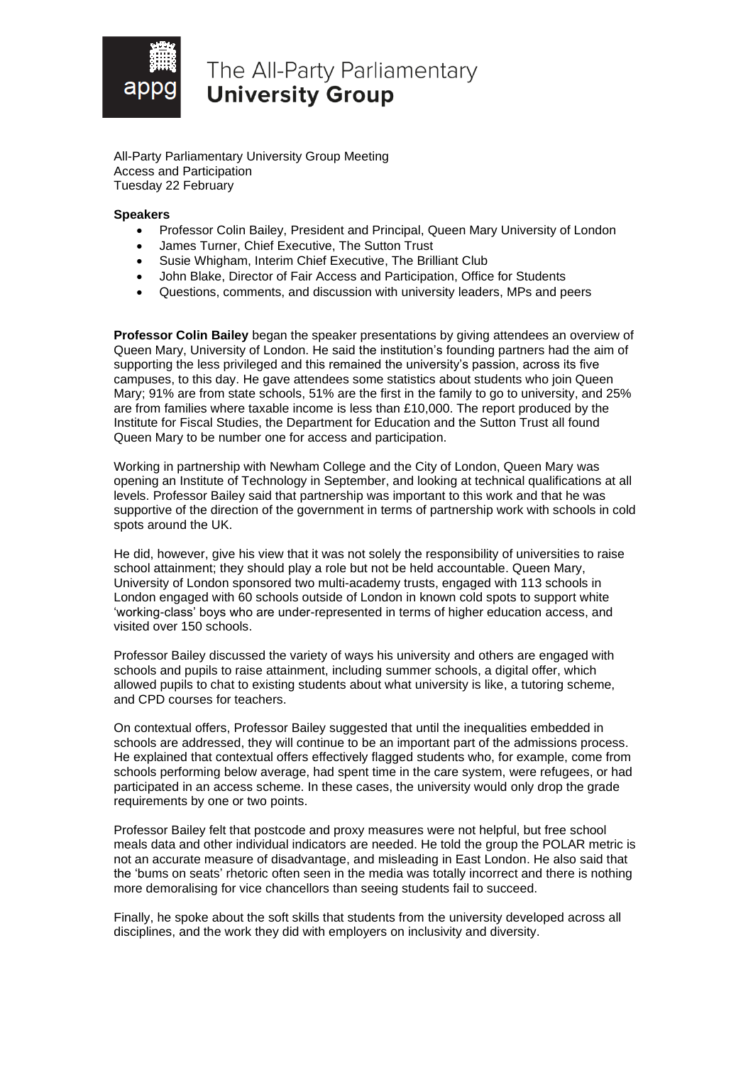# The All-Party Parliamentary University Group

All-Party Parliamentary University Group Meeting
Access and Participation
Tuesday 22 February

**Speakers**

- Professor Colin Bailey, President and Principal, Queen Mary University of London
- James Turner, Chief Executive, The Sutton Trust
- Susie Whigham, Interim Chief Executive, The Brilliant Club
- John Blake, Director of Fair Access and Participation, Office for Students
- Questions, comments, and discussion with university leaders, MPs and peers

**Professor Colin Bailey** began the speaker presentations by giving attendees an overview of Queen Mary, University of London. He said the institution's founding partners had the aim of supporting the less privileged and this remained the university's passion, across its five campuses, to this day. He gave attendees some statistics about students who join Queen Mary; 91% are from state schools, 51% are the first in the family to go to university, and 25% are from families where taxable income is less than £10,000. The report produced by the Institute for Fiscal Studies, the Department for Education and the Sutton Trust all found Queen Mary to be number one for access and participation.

Working in partnership with Newham College and the City of London, Queen Mary was opening an Institute of Technology in September, and looking at technical qualifications at all levels. Professor Bailey said that partnership was important to this work and that he was supportive of the direction of the government in terms of partnership work with schools in cold spots around the UK.

He did, however, give his view that it was not solely the responsibility of universities to raise school attainment; they should play a role but not be held accountable. Queen Mary, University of London sponsored two multi-academy trusts, engaged with 113 schools in London engaged with 60 schools outside of London in known cold spots to support white 'working-class' boys who are under-represented in terms of higher education access, and visited over 150 schools.

Professor Bailey discussed the variety of ways his university and others are engaged with schools and pupils to raise attainment, including summer schools, a digital offer, which allowed pupils to chat to existing students about what university is like, a tutoring scheme, and CPD courses for teachers.

On contextual offers, Professor Bailey suggested that until the inequalities embedded in schools are addressed, they will continue to be an important part of the admissions process. He explained that contextual offers effectively flagged students who, for example, come from schools performing below average, had spent time in the care system, were refugees, or had participated in an access scheme. In these cases, the university would only drop the grade requirements by one or two points.

Professor Bailey felt that postcode and proxy measures were not helpful, but free school meals data and other individual indicators are needed. He told the group the POLAR metric is not an accurate measure of disadvantage, and misleading in East London. He also said that the 'bums on seats' rhetoric often seen in the media was totally incorrect and there is nothing more demoralising for vice chancellors than seeing students fail to succeed.

Finally, he spoke about the soft skills that students from the university developed across all disciplines, and the work they did with employers on inclusivity and diversity.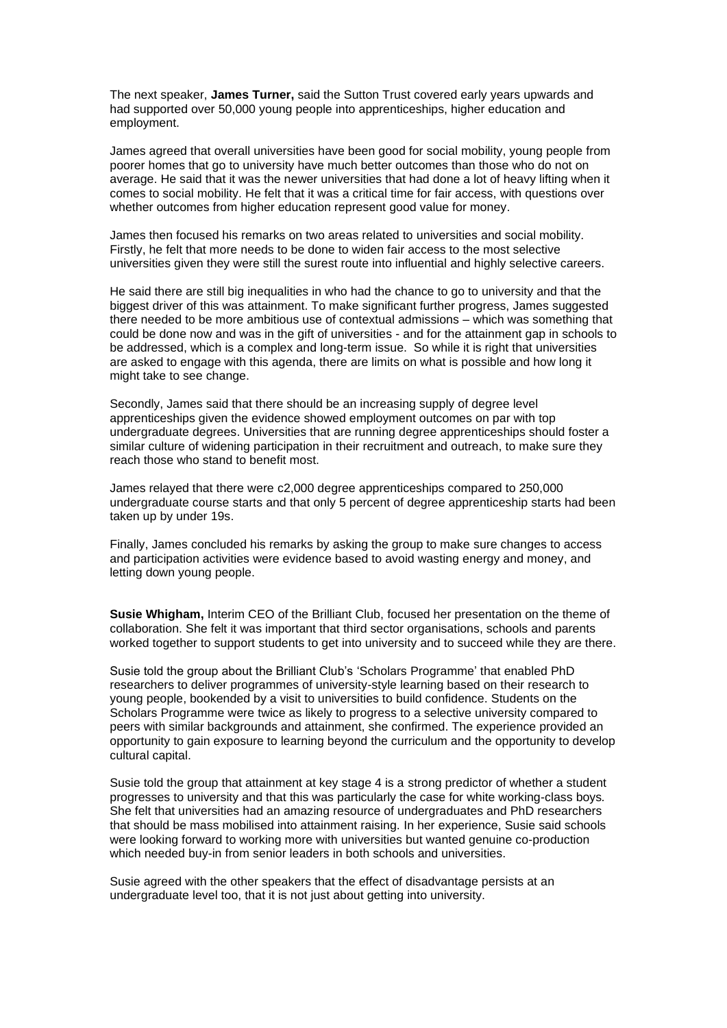The next speaker, **James Turner,** said the Sutton Trust covered early years upwards and had supported over 50,000 young people into apprenticeships, higher education and employment.

James agreed that overall universities have been good for social mobility, young people from poorer homes that go to university have much better outcomes than those who do not on average. He said that it was the newer universities that had done a lot of heavy lifting when it comes to social mobility. He felt that it was a critical time for fair access, with questions over whether outcomes from higher education represent good value for money.

James then focused his remarks on two areas related to universities and social mobility. Firstly, he felt that more needs to be done to widen fair access to the most selective universities given they were still the surest route into influential and highly selective careers.

He said there are still big inequalities in who had the chance to go to university and that the biggest driver of this was attainment. To make significant further progress, James suggested there needed to be more ambitious use of contextual admissions – which was something that could be done now and was in the gift of universities - and for the attainment gap in schools to be addressed, which is a complex and long-term issue. So while it is right that universities are asked to engage with this agenda, there are limits on what is possible and how long it might take to see change.

Secondly, James said that there should be an increasing supply of degree level apprenticeships given the evidence showed employment outcomes on par with top undergraduate degrees. Universities that are running degree apprenticeships should foster a similar culture of widening participation in their recruitment and outreach, to make sure they reach those who stand to benefit most.

James relayed that there were c2,000 degree apprenticeships compared to 250,000 undergraduate course starts and that only 5 percent of degree apprenticeship starts had been taken up by under 19s.

Finally, James concluded his remarks by asking the group to make sure changes to access and participation activities were evidence based to avoid wasting energy and money, and letting down young people.

**Susie Whigham,** Interim CEO of the Brilliant Club, focused her presentation on the theme of collaboration. She felt it was important that third sector organisations, schools and parents worked together to support students to get into university and to succeed while they are there.

Susie told the group about the Brilliant Club's 'Scholars Programme' that enabled PhD researchers to deliver programmes of university-style learning based on their research to young people, bookended by a visit to universities to build confidence. Students on the Scholars Programme were twice as likely to progress to a selective university compared to peers with similar backgrounds and attainment, she confirmed. The experience provided an opportunity to gain exposure to learning beyond the curriculum and the opportunity to develop cultural capital.

Susie told the group that attainment at key stage 4 is a strong predictor of whether a student progresses to university and that this was particularly the case for white working-class boys. She felt that universities had an amazing resource of undergraduates and PhD researchers that should be mass mobilised into attainment raising. In her experience, Susie said schools were looking forward to working more with universities but wanted genuine co-production which needed buy-in from senior leaders in both schools and universities.

Susie agreed with the other speakers that the effect of disadvantage persists at an undergraduate level too, that it is not just about getting into university.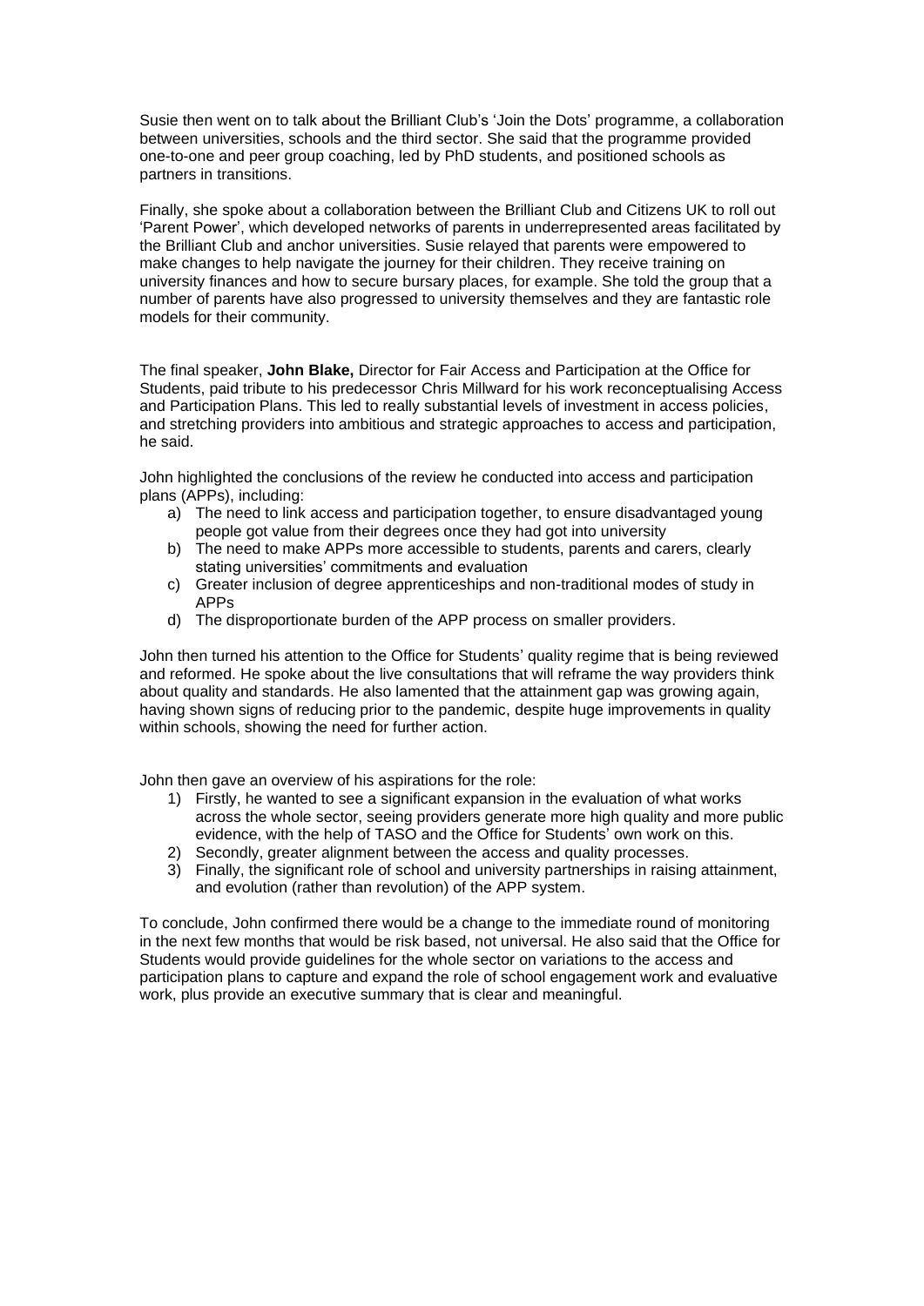Susie then went on to talk about the Brilliant Club's 'Join the Dots' programme, a collaboration between universities, schools and the third sector. She said that the programme provided one-to-one and peer group coaching, led by PhD students, and positioned schools as partners in transitions.

Finally, she spoke about a collaboration between the Brilliant Club and Citizens UK to roll out 'Parent Power', which developed networks of parents in underrepresented areas facilitated by the Brilliant Club and anchor universities. Susie relayed that parents were empowered to make changes to help navigate the journey for their children. They receive training on university finances and how to secure bursary places, for example. She told the group that a number of parents have also progressed to university themselves and they are fantastic role models for their community.

The final speaker, **John Blake,** Director for Fair Access and Participation at the Office for Students, paid tribute to his predecessor Chris Millward for his work reconceptualising Access and Participation Plans. This led to really substantial levels of investment in access policies, and stretching providers into ambitious and strategic approaches to access and participation, he said.

John highlighted the conclusions of the review he conducted into access and participation plans (APPs), including:

a) The need to link access and participation together, to ensure disadvantaged young people got value from their degrees once they had got into university
b) The need to make APPs more accessible to students, parents and carers, clearly stating universities' commitments and evaluation
c) Greater inclusion of degree apprenticeships and non-traditional modes of study in APPs
d) The disproportionate burden of the APP process on smaller providers.

John then turned his attention to the Office for Students' quality regime that is being reviewed and reformed. He spoke about the live consultations that will reframe the way providers think about quality and standards. He also lamented that the attainment gap was growing again, having shown signs of reducing prior to the pandemic, despite huge improvements in quality within schools, showing the need for further action.

John then gave an overview of his aspirations for the role:

1) Firstly, he wanted to see a significant expansion in the evaluation of what works across the whole sector, seeing providers generate more high quality and more public evidence, with the help of TASO and the Office for Students' own work on this.
2) Secondly, greater alignment between the access and quality processes.
3) Finally, the significant role of school and university partnerships in raising attainment, and evolution (rather than revolution) of the APP system.

To conclude, John confirmed there would be a change to the immediate round of monitoring in the next few months that would be risk based, not universal. He also said that the Office for Students would provide guidelines for the whole sector on variations to the access and participation plans to capture and expand the role of school engagement work and evaluative work, plus provide an executive summary that is clear and meaningful.